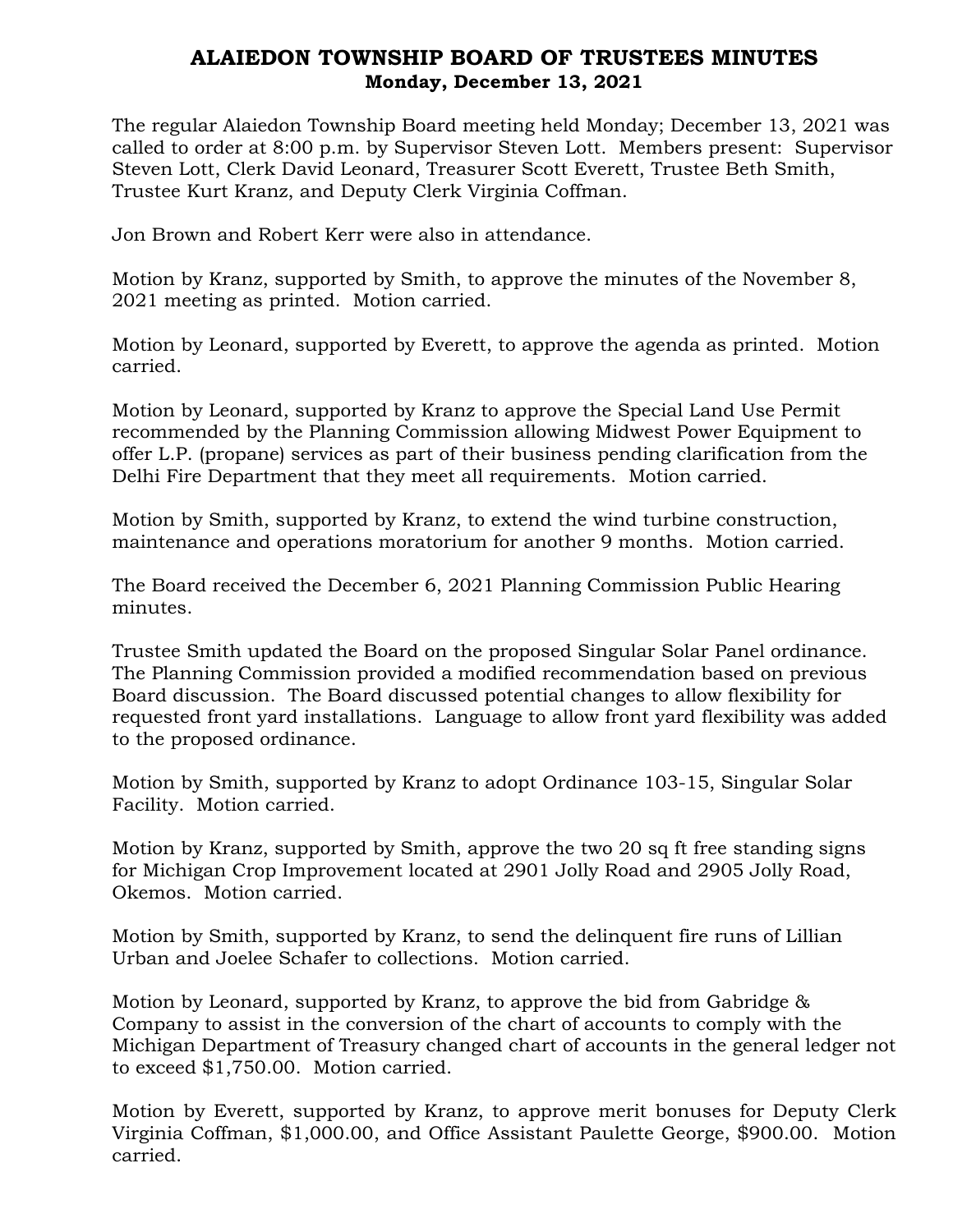# ALAIEDON TOWNSHIP BOARD OF TRUSTEES MINUTES
## Monday, December 13, 2021

The regular Alaiedon Township Board meeting held Monday; December 13, 2021 was called to order at 8:00 p.m. by Supervisor Steven Lott. Members present: Supervisor Steven Lott, Clerk David Leonard, Treasurer Scott Everett, Trustee Beth Smith, Trustee Kurt Kranz, and Deputy Clerk Virginia Coffman.

Jon Brown and Robert Kerr were also in attendance.

Motion by Kranz, supported by Smith, to approve the minutes of the November 8, 2021 meeting as printed. Motion carried.

Motion by Leonard, supported by Everett, to approve the agenda as printed. Motion carried.

Motion by Leonard, supported by Kranz to approve the Special Land Use Permit recommended by the Planning Commission allowing Midwest Power Equipment to offer L.P. (propane) services as part of their business pending clarification from the Delhi Fire Department that they meet all requirements. Motion carried.

Motion by Smith, supported by Kranz, to extend the wind turbine construction, maintenance and operations moratorium for another 9 months. Motion carried.

The Board received the December 6, 2021 Planning Commission Public Hearing minutes.

Trustee Smith updated the Board on the proposed Singular Solar Panel ordinance. The Planning Commission provided a modified recommendation based on previous Board discussion. The Board discussed potential changes to allow flexibility for requested front yard installations. Language to allow front yard flexibility was added to the proposed ordinance.

Motion by Smith, supported by Kranz to adopt Ordinance 103-15, Singular Solar Facility. Motion carried.

Motion by Kranz, supported by Smith, approve the two 20 sq ft free standing signs for Michigan Crop Improvement located at 2901 Jolly Road and 2905 Jolly Road, Okemos. Motion carried.

Motion by Smith, supported by Kranz, to send the delinquent fire runs of Lillian Urban and Joelee Schafer to collections. Motion carried.

Motion by Leonard, supported by Kranz, to approve the bid from Gabridge & Company to assist in the conversion of the chart of accounts to comply with the Michigan Department of Treasury changed chart of accounts in the general ledger not to exceed $1,750.00. Motion carried.

Motion by Everett, supported by Kranz, to approve merit bonuses for Deputy Clerk Virginia Coffman, $1,000.00, and Office Assistant Paulette George, $900.00. Motion carried.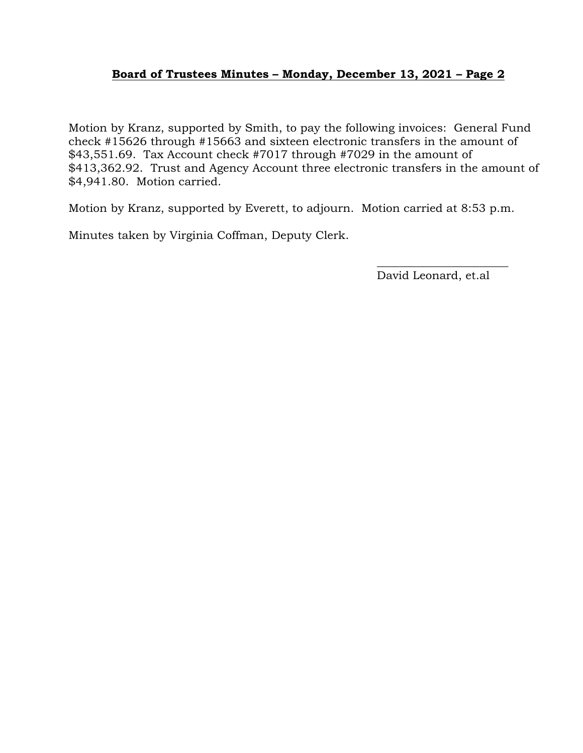Motion by Kranz, supported by Smith, to pay the following invoices: General Fund check #15626 through #15663 and sixteen electronic transfers in the amount of $43,551.69. Tax Account check #7017 through #7029 in the amount of $413,362.92. Trust and Agency Account three electronic transfers in the amount of $4,941.80. Motion carried.

Motion by Kranz, supported by Everett, to adjourn. Motion carried at 8:53 p.m.

Minutes taken by Virginia Coffman, Deputy Clerk.

______________________

David Leonard, et.al